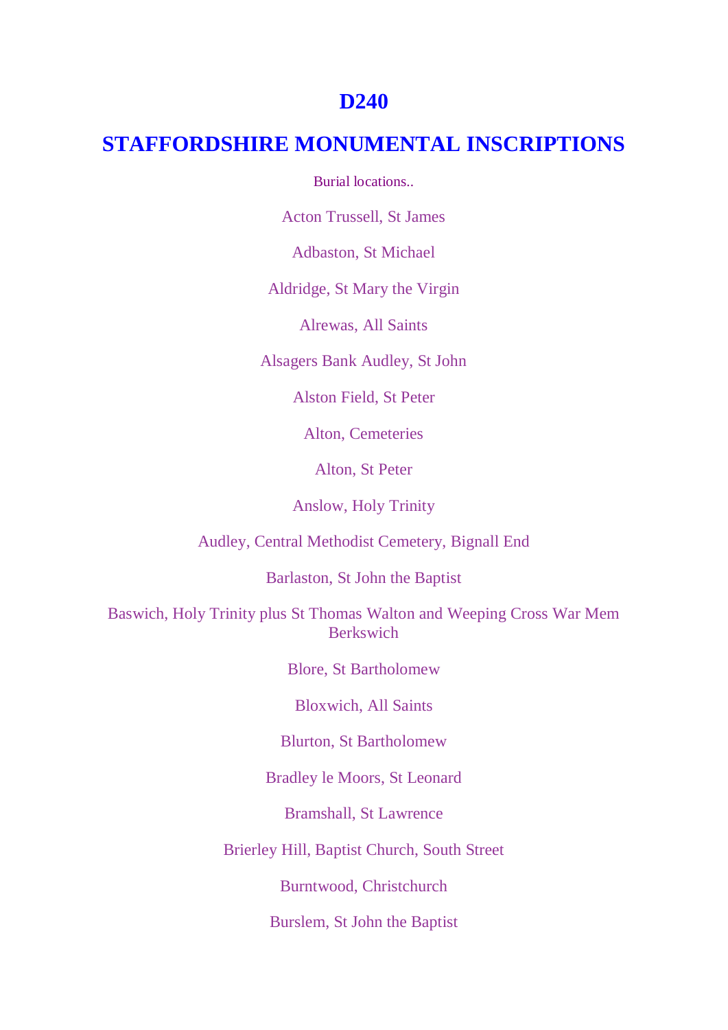# D240

## STAFFORDSHIRE MONUMENTAL INSCRIPTIONS

Burial locations..

Acton Trussell, St James

Adbaston, St Michael

Aldridge, St Mary the Virgin

Alrewas, All Saints

Alsagers Bank Audley, St John

Alston Field, St Peter

Alton, Cemeteries

Alton, St Peter

Anslow, Holy Trinity

Audley, Central Methodist Cemetery, Bignall End

Barlaston, St John the Baptist

Baswich, Holy Trinity plus St Thomas Walton and Weeping Cross War Mem Berkswich

Blore, St Bartholomew

Bloxwich, All Saints

Blurton, St Bartholomew

Bradley le Moors, St Leonard

Bramshall, St Lawrence

Brierley Hill, Baptist Church, South Street

Burntwood, Christchurch

Burslem, St John the Baptist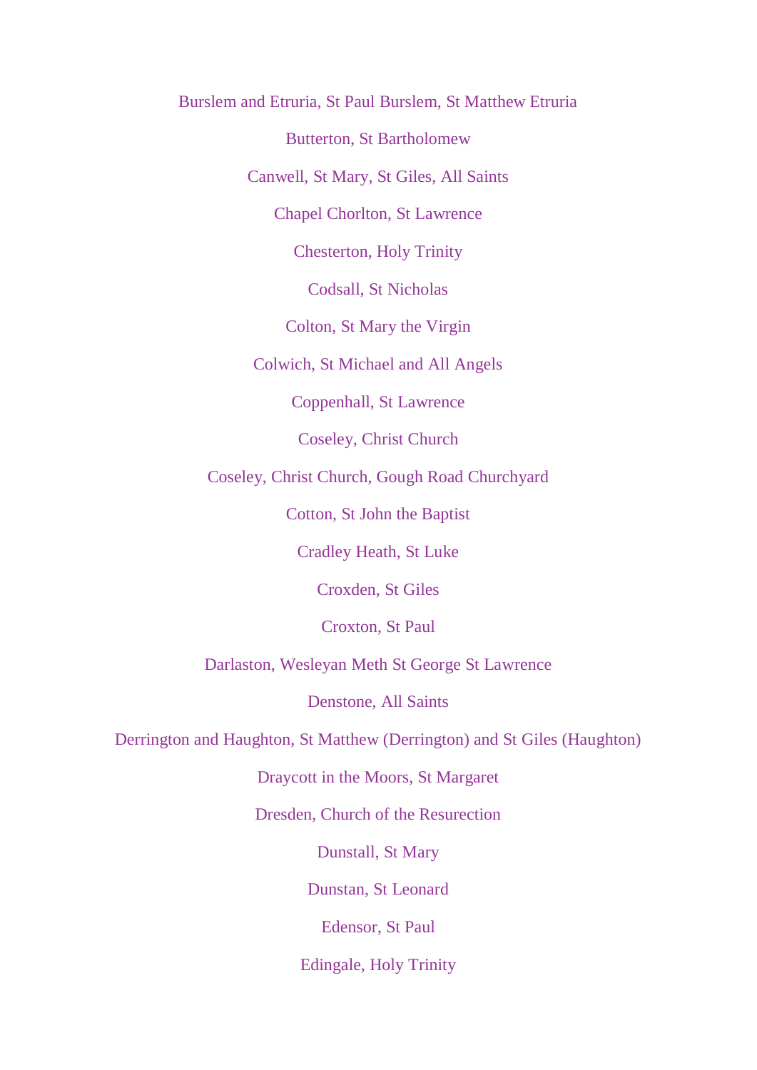Burslem and Etruria, St Paul Burslem, St Matthew Etruria

Butterton, St Bartholomew

Canwell, St Mary, St Giles, All Saints

Chapel Chorlton, St Lawrence

Chesterton, Holy Trinity

Codsall, St Nicholas

Colton, St Mary the Virgin

Colwich, St Michael and All Angels

Coppenhall, St Lawrence

Coseley, Christ Church

Coseley, Christ Church, Gough Road Churchyard

Cotton, St John the Baptist

Cradley Heath, St Luke

Croxden, St Giles

Croxton, St Paul

Darlaston, Wesleyan Meth St George St Lawrence

Denstone, All Saints

Derrington and Haughton, St Matthew (Derrington) and St Giles (Haughton)

Draycott in the Moors, St Margaret

Dresden, Church of the Resurection

Dunstall, St Mary

Dunstan, St Leonard

Edensor, St Paul

Edingale, Holy Trinity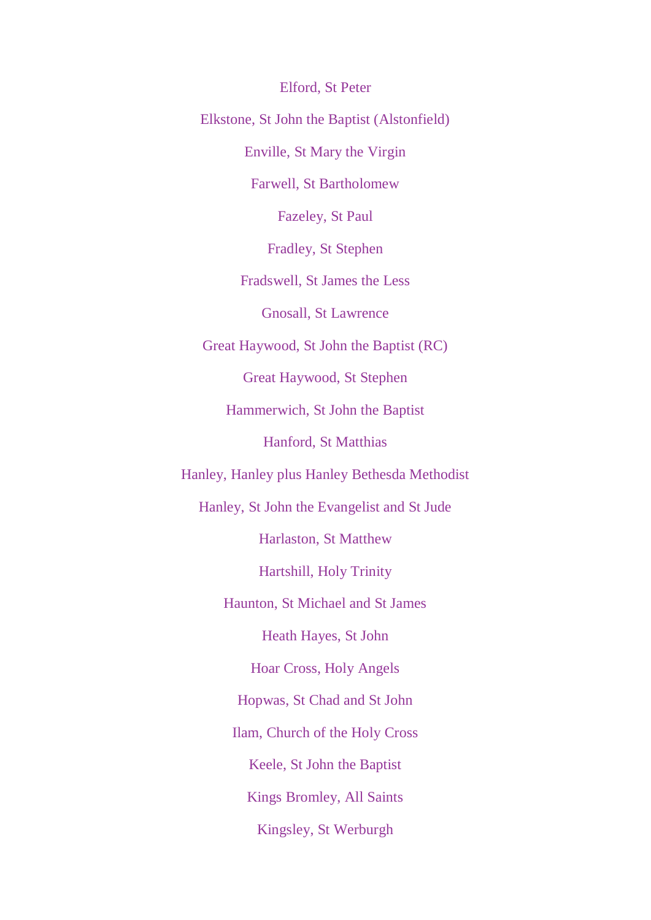Elford, St Peter

Elkstone, St John the Baptist (Alstonfield)

Enville, St Mary the Virgin

Farwell, St Bartholomew

Fazeley, St Paul

Fradley, St Stephen

Fradswell, St James the Less

Gnosall, St Lawrence

Great Haywood, St John the Baptist (RC)

Great Haywood, St Stephen

Hammerwich, St John the Baptist

Hanford, St Matthias

Hanley, Hanley plus Hanley Bethesda Methodist

Hanley, St John the Evangelist and St Jude

Harlaston, St Matthew

Hartshill, Holy Trinity

Haunton, St Michael and St James

Heath Hayes, St John

Hoar Cross, Holy Angels

Hopwas, St Chad and St John

Ilam, Church of the Holy Cross

Keele, St John the Baptist

Kings Bromley, All Saints

Kingsley, St Werburgh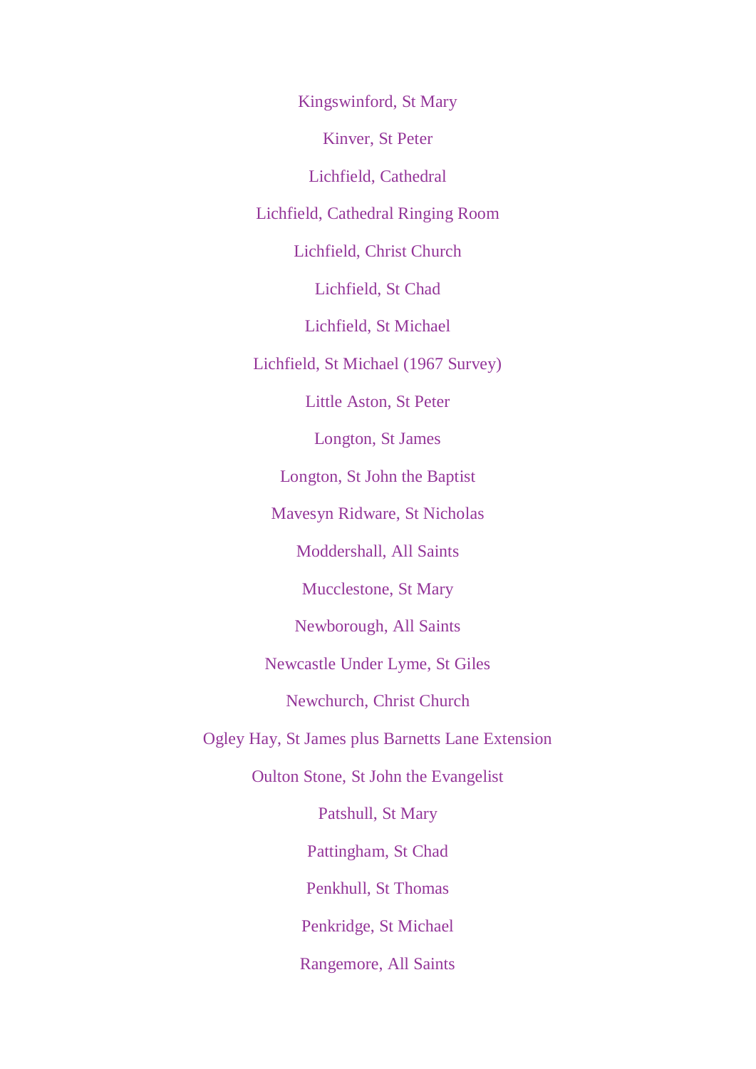Kingswinford, St Mary

Kinver, St Peter

Lichfield, Cathedral

Lichfield, Cathedral Ringing Room

Lichfield, Christ Church

Lichfield, St Chad

Lichfield, St Michael

Lichfield, St Michael (1967 Survey)

Little Aston, St Peter

Longton, St James

Longton, St John the Baptist

Mavesyn Ridware, St Nicholas

Moddershall, All Saints

Mucclestone, St Mary

Newborough, All Saints

Newcastle Under Lyme, St Giles

Newchurch, Christ Church

Ogley Hay, St James plus Barnetts Lane Extension

Oulton Stone, St John the Evangelist

Patshull, St Mary

Pattingham, St Chad

Penkhull, St Thomas

Penkridge, St Michael

Rangemore, All Saints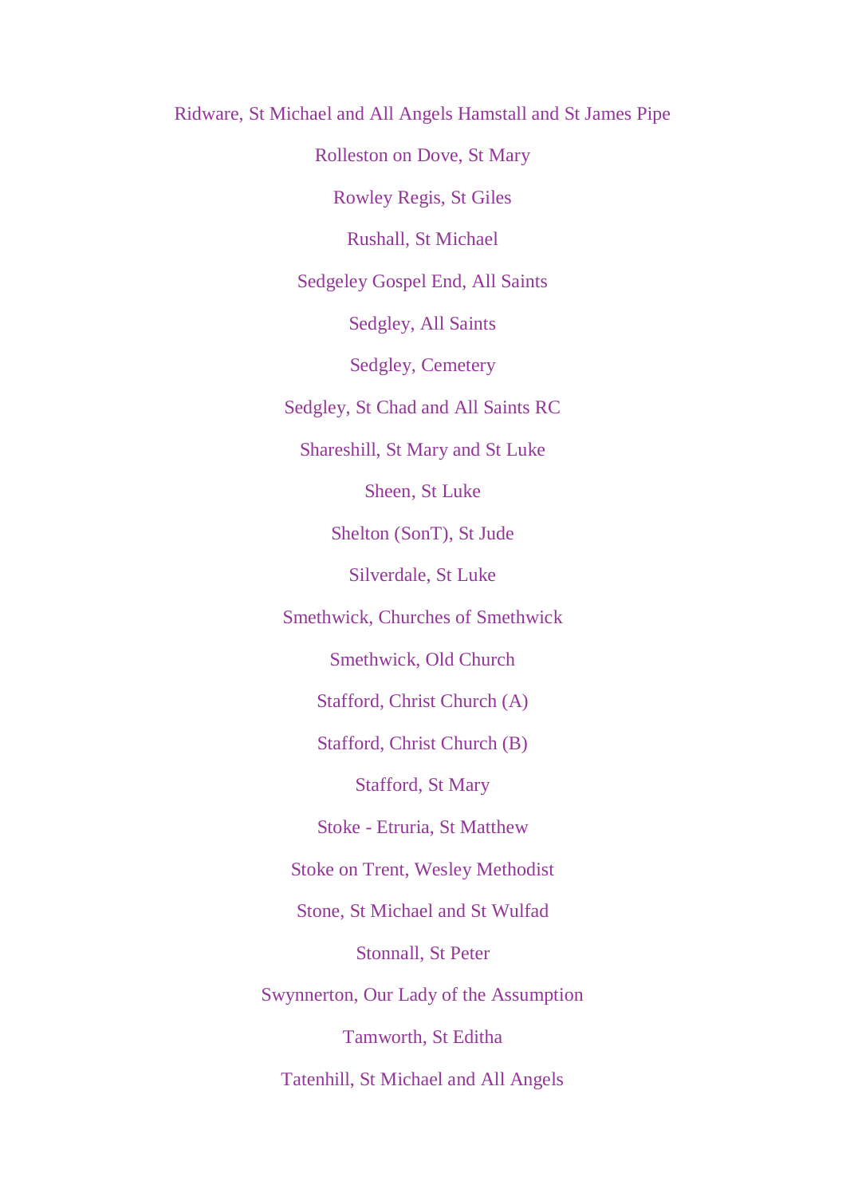Ridware, St Michael and All Angels Hamstall and St James Pipe

Rolleston on Dove, St Mary

Rowley Regis, St Giles

Rushall, St Michael

Sedgeley Gospel End, All Saints

Sedgley, All Saints

Sedgley, Cemetery

Sedgley, St Chad and All Saints RC

Shareshill, St Mary and St Luke

Sheen, St Luke

Shelton (SonT), St Jude

Silverdale, St Luke

Smethwick, Churches of Smethwick

Smethwick, Old Church

Stafford, Christ Church (A)

Stafford, Christ Church (B)

Stafford, St Mary

Stoke - Etruria, St Matthew

Stoke on Trent, Wesley Methodist

Stone, St Michael and St Wulfad

Stonnall, St Peter

Swynnerton, Our Lady of the Assumption

Tamworth, St Editha

Tatenhill, St Michael and All Angels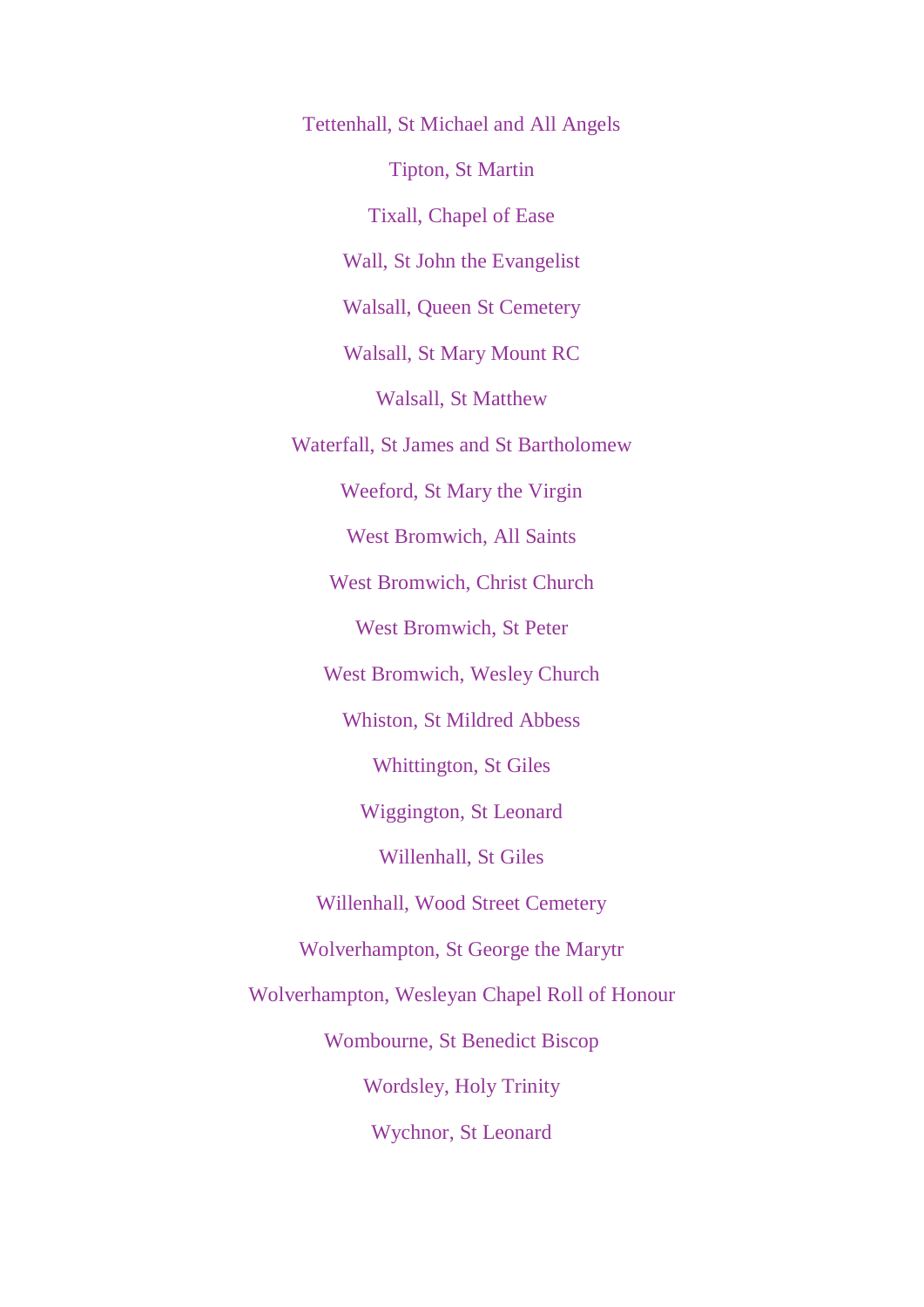Tettenhall, St Michael and All Angels

Tipton, St Martin

Tixall, Chapel of Ease

Wall, St John the Evangelist

Walsall, Queen St Cemetery

Walsall, St Mary Mount RC

Walsall, St Matthew

Waterfall, St James and St Bartholomew

Weeford, St Mary the Virgin

West Bromwich, All Saints

West Bromwich, Christ Church

West Bromwich, St Peter

West Bromwich, Wesley Church

Whiston, St Mildred Abbess

Whittington, St Giles

Wiggington, St Leonard

Willenhall, St Giles

Willenhall, Wood Street Cemetery

Wolverhampton, St George the Marytr

Wolverhampton, Wesleyan Chapel Roll of Honour

Wombourne, St Benedict Biscop

Wordsley, Holy Trinity

Wychnor, St Leonard